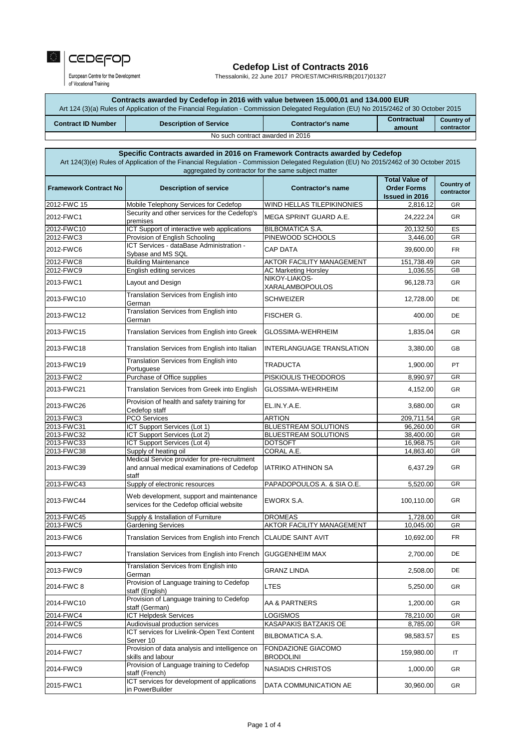CEDEFOP

European Centre for the Development of Vocational Training

# Cedefop List of Contracts 2016

Thessaloniki, 22 June 2017 PRO/EST/MCHRIS/RB(2017)01327

## Contracts awarded by Cedefop in 2016 with value between 15.000,01 and 134.000 EUR

Art 124 (3)(a) Rules of Application of the Financial Regulation - Commission Delegated Regulation (EU) No 2015/2462 of 30 October 2015

| Contract ID Number | Description of Service | Contractor's name | Contractual amount | Country of contractor |
|---|---|---|---|---|
| No such contract awarded in 2016 | | | | |

## Specific Contracts awarded in 2016 on Framework Contracts awarded by Cedefop

Art 124(3)(e) Rules of Application of the Financial Regulation - Commission Delegated Regulation (EU) No 2015/2462 of 30 October 2015 aggregated by contractor for the same subject matter

| Framework Contract No | Description of service | Contractor's name | Total Value of Order Forms Issued in 2016 | Country of contractor |
|---|---|---|---|---|
| 2012-FWC 15 | Mobile Telephony Services for Cedefop | WIND HELLAS TILEPIKINONIES | 2,816.12 | GR |
| 2012-FWC1 | Security and other services for the Cedefop's premises | MEGA SPRINT GUARD A.E. | 24,222.24 | GR |
| 2012-FWC10 | ICT Support of interactive web applications | BILBOMATICA S.A. | 20,132.50 | ES |
| 2012-FWC3 | Provision of English Schooling | PINEWOOD SCHOOLS | 3,446.00 | GR |
| 2012-FWC6 | ICT Services - dataBase Administration - Sybase and MS SQL | CAP DATA | 39,600.00 | FR |
| 2012-FWC8 | Building Maintenance | AKTOR FACILITY MANAGEMENT | 151,738.49 | GR |
| 2012-FWC9 | English editing services | AC Marketing Horsley | 1,036.55 | GB |
| 2013-FWC1 | Layout and Design | NIKOY-LIAKOS-XARALAMBOPOULOS | 96,128.73 | GR |
| 2013-FWC10 | Translation Services from English into German | SCHWEIZER | 12,728.00 | DE |
| 2013-FWC12 | Translation Services from English into German | FISCHER G. | 400.00 | DE |
| 2013-FWC15 | Translation Services from English into Greek | GLOSSIMA-WEHRHEIM | 1,835.04 | GR |
| 2013-FWC18 | Translation Services from English into Italian | INTERLANGUAGE TRANSLATION | 3,380.00 | GB |
| 2013-FWC19 | Translation Services from English into Portuguese | TRADUCTA | 1,900.00 | PT |
| 2013-FWC2 | Purchase of Office supplies | PISKIOULIS THEODOROS | 8,990.97 | GR |
| 2013-FWC21 | Translation Services from Greek into English | GLOSSIMA-WEHRHEIM | 4,152.00 | GR |
| 2013-FWC26 | Provision of health and safety training for Cedefop staff | EL.IN.Y.A.E. | 3,680.00 | GR |
| 2013-FWC3 | PCO Services | ARTION | 209,711.54 | GR |
| 2013-FWC31 | ICT Support Services (Lot 1) | BLUESTREAM SOLUTIONS | 96,260.00 | GR |
| 2013-FWC32 | ICT Support Services (Lot 2) | BLUESTREAM SOLUTIONS | 38,400.00 | GR |
| 2013-FWC33 | ICT Support Services (Lot 4) | DOTSOFT | 16,968.75 | GR |
| 2013-FWC38 | Supply of heating oil | CORAL A.E. | 14,863.40 | GR |
| 2013-FWC39 | Medical Service provider for pre-recruitment and annual medical examinations of Cedefop staff | IATRIKO ATHINON SA | 6,437.29 | GR |
| 2013-FWC43 | Supply of electronic resources | PAPADOPOULOS A. & SIA O.E. | 5,520.00 | GR |
| 2013-FWC44 | Web development, support and maintenance services for the Cedefop official website | EWORX S.A. | 100,110.00 | GR |
| 2013-FWC45 | Supply & Installation of Furniture | DROMEAS | 1,728.00 | GR |
| 2013-FWC5 | Gardening Services | AKTOR FACILITY MANAGEMENT | 10,045.00 | GR |
| 2013-FWC6 | Translation Services from English into French | CLAUDE SAINT AVIT | 10,692.00 | FR |
| 2013-FWC7 | Translation Services from English into French | GUGGENHEIM MAX | 2,700.00 | DE |
| 2013-FWC9 | Translation Services from English into German | GRANZ LINDA | 2,508.00 | DE |
| 2014-FWC 8 | Provision of Language training to Cedefop staff (English) | LTES | 5,250.00 | GR |
| 2014-FWC10 | Provision of Language training to Cedefop staff (German) | AA & PARTNERS | 1,200.00 | GR |
| 2014-FWC4 | ICT Helpdesk Services | LOGISMOS | 78,210.00 | GR |
| 2014-FWC5 | Audiovisual production services | KASAPAKIS BATZAKIS OE | 8,785.00 | GR |
| 2014-FWC6 | ICT services for Livelink-Open Text Content Server 10 | BILBOMATICA S.A. | 98,583.57 | ES |
| 2014-FWC7 | Provision of data analysis and intelligence on skills and labour | FONDAZIONE GIACOMO BRODOLINI | 159,980.00 | IT |
| 2014-FWC9 | Provision of Language training to Cedefop staff (French) | NASIADIS CHRISTOS | 1,000.00 | GR |
| 2015-FWC1 | ICT services for development of applications in PowerBuilder | DATA COMMUNICATION AE | 30,960.00 | GR |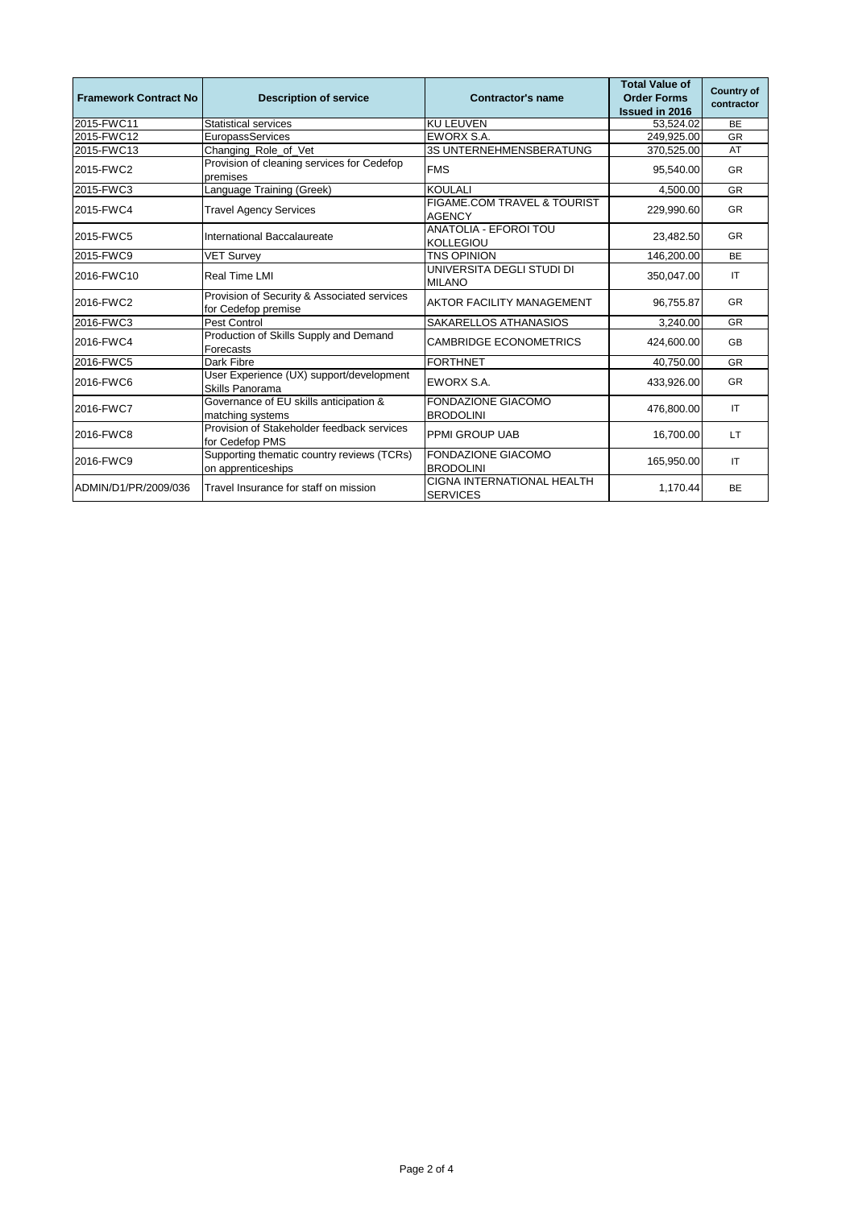| Framework Contract No | Description of service | Contractor's name | Total Value of Order Forms Issued in 2016 | Country of contractor |
|---|---|---|---|---|
| 2015-FWC11 | Statistical services | KU LEUVEN | 53,524.02 | BE |
| 2015-FWC12 | EuropassServices | EWORX S.A. | 249,925.00 | GR |
| 2015-FWC13 | Changing_Role_of_Vet | 3S UNTERNEHMENSBERATUNG | 370,525.00 | AT |
| 2015-FWC2 | Provision of cleaning services for Cedefop premises | FMS | 95,540.00 | GR |
| 2015-FWC3 | Language Training (Greek) | KOULALI | 4,500.00 | GR |
| 2015-FWC4 | Travel Agency Services | FIGAME.COM TRAVEL & TOURIST AGENCY | 229,990.60 | GR |
| 2015-FWC5 | International Baccalaureate | ANATOLIA - EFOROI TOU KOLLEGIOU | 23,482.50 | GR |
| 2015-FWC9 | VET Survey | TNS OPINION | 146,200.00 | BE |
| 2016-FWC10 | Real Time LMI | UNIVERSITA DEGLI STUDI DI MILANO | 350,047.00 | IT |
| 2016-FWC2 | Provision of Security & Associated services for Cedefop premise | AKTOR FACILITY MANAGEMENT | 96,755.87 | GR |
| 2016-FWC3 | Pest Control | SAKARELLOS ATHANASIOS | 3,240.00 | GR |
| 2016-FWC4 | Production of Skills Supply and Demand Forecasts | CAMBRIDGE ECONOMETRICS | 424,600.00 | GB |
| 2016-FWC5 | Dark Fibre | FORTHNET | 40,750.00 | GR |
| 2016-FWC6 | User Experience (UX) support/development Skills Panorama | EWORX S.A. | 433,926.00 | GR |
| 2016-FWC7 | Governance of EU skills anticipation & matching systems | FONDAZIONE GIACOMO BRODOLINI | 476,800.00 | IT |
| 2016-FWC8 | Provision of Stakeholder feedback services for Cedefop PMS | PPMI GROUP UAB | 16,700.00 | LT |
| 2016-FWC9 | Supporting thematic country reviews (TCRs) on apprenticeships | FONDAZIONE GIACOMO BRODOLINI | 165,950.00 | IT |
| ADMIN/D1/PR/2009/036 | Travel Insurance for staff on mission | CIGNA INTERNATIONAL HEALTH SERVICES | 1,170.44 | BE |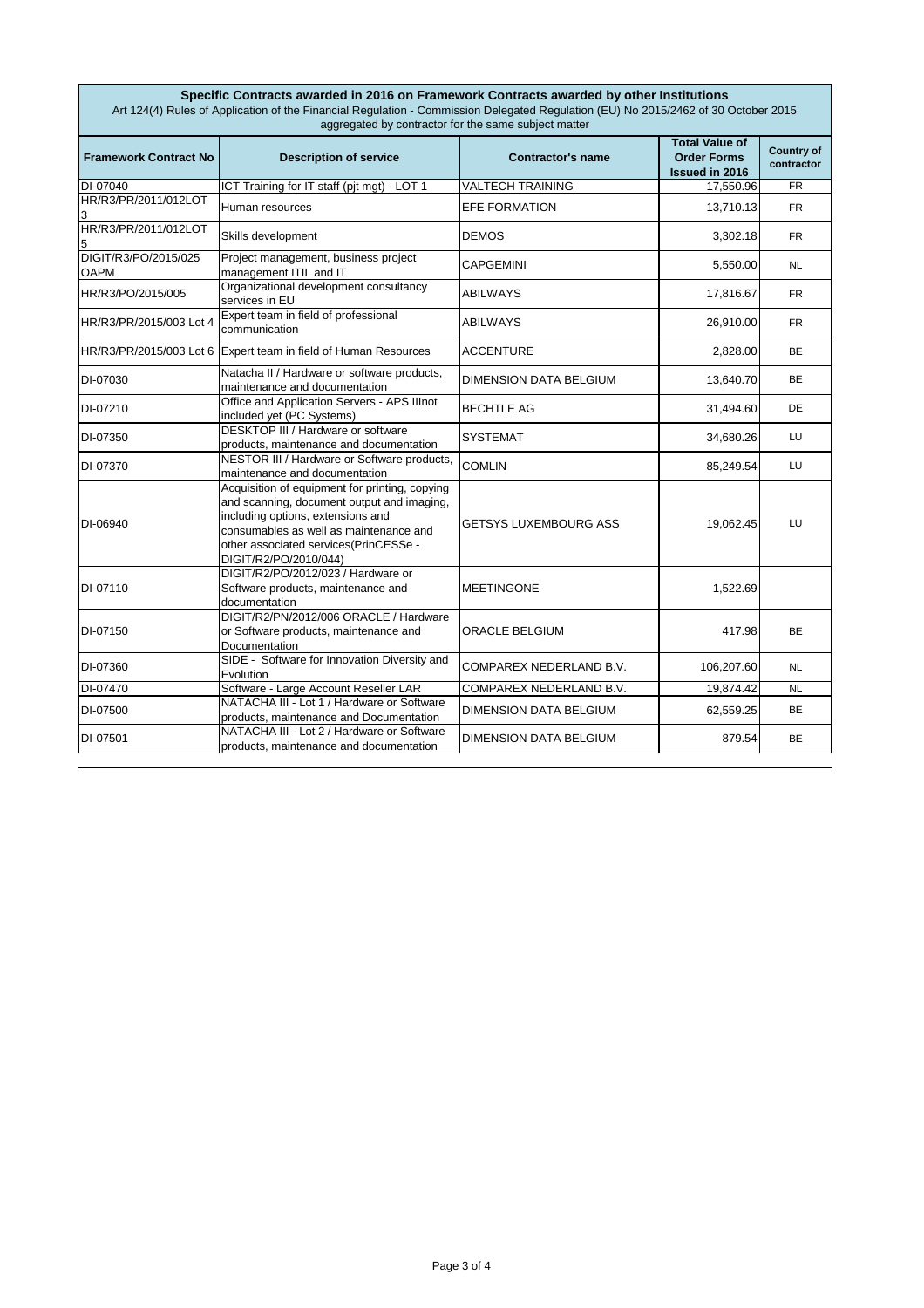**Specific Contracts awarded in 2016 on Framework Contracts awarded by other Institutions**

Art 124(4) Rules of Application of the Financial Regulation - Commission Delegated Regulation (EU) No 2015/2462 of 30 October 2015 aggregated by contractor for the same subject matter

| Framework Contract No | Description of service | Contractor's name | Total Value of Order Forms Issued in 2016 | Country of contractor |
|---|---|---|---|---|
| DI-07040 | ICT Training for IT staff (pjt mgt) - LOT 1 | VALTECH TRAINING | 17,550.96 | FR |
| HR/R3/PR/2011/012LOT 3 | Human resources | EFE FORMATION | 13,710.13 | FR |
| HR/R3/PR/2011/012LOT 5 | Skills development | DEMOS | 3,302.18 | FR |
| DIGIT/R3/PO/2015/025 OAPM | Project management, business project management ITIL and IT | CAPGEMINI | 5,550.00 | NL |
| HR/R3/PO/2015/005 | Organizational development consultancy services in EU | ABILWAYS | 17,816.67 | FR |
| HR/R3/PR/2015/003 Lot 4 | Expert team in field of professional communication | ABILWAYS | 26,910.00 | FR |
| HR/R3/PR/2015/003 Lot 6 | Expert team in field of Human Resources | ACCENTURE | 2,828.00 | BE |
| DI-07030 | Natacha II / Hardware or software products, maintenance and documentation | DIMENSION DATA BELGIUM | 13,640.70 | BE |
| DI-07210 | Office and Application Servers - APS IIInot included yet (PC Systems) | BECHTLE AG | 31,494.60 | DE |
| DI-07350 | DESKTOP III / Hardware or software products, maintenance and documentation | SYSTEMAT | 34,680.26 | LU |
| DI-07370 | NESTOR III / Hardware or Software products, maintenance and documentation | COMLIN | 85,249.54 | LU |
| DI-06940 | Acquisition of equipment for printing, copying and scanning, document output and imaging, including options, extensions and consumables as well as maintenance and other associated services(PrinCESSe - DIGIT/R2/PO/2010/044) | GETSYS LUXEMBOURG ASS | 19,062.45 | LU |
| DI-07110 | DIGIT/R2/PO/2012/023 / Hardware or Software products, maintenance and documentation | MEETINGONE | 1,522.69 | |
| DI-07150 | DIGIT/R2/PN/2012/006 ORACLE / Hardware or Software products, maintenance and Documentation | ORACLE BELGIUM | 417.98 | BE |
| DI-07360 | SIDE - Software for Innovation Diversity and Evolution | COMPAREX NEDERLAND B.V. | 106,207.60 | NL |
| DI-07470 | Software - Large Account Reseller LAR | COMPAREX NEDERLAND B.V. | 19,874.42 | NL |
| DI-07500 | NATACHA III - Lot 1 / Hardware or Software products, maintenance and Documentation | DIMENSION DATA BELGIUM | 62,559.25 | BE |
| DI-07501 | NATACHA III - Lot 2 / Hardware or Software products, maintenance and documentation | DIMENSION DATA BELGIUM | 879.54 | BE |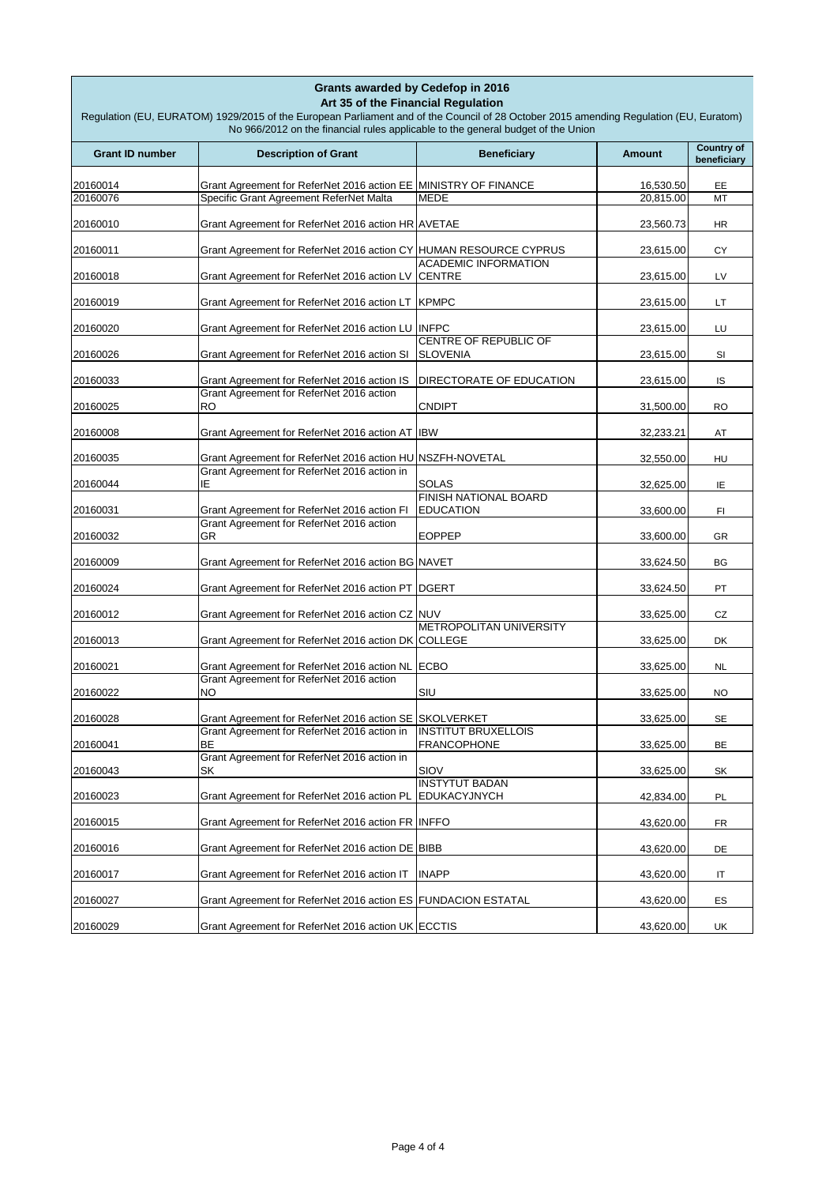## Grants awarded by Cedefop in 2016

### Art 35 of the Financial Regulation

Regulation (EU, EURATOM) 1929/2015 of the European Parliament and of the Council of 28 October 2015 amending Regulation (EU, Euratom) No 966/2012 on the financial rules applicable to the general budget of the Union

| Grant ID number | Description of Grant | Beneficiary | Amount | Country of beneficiary |
|---|---|---|---|---|
| 20160014 | Grant Agreement for ReferNet 2016 action EE | MINISTRY OF FINANCE | 16,530.50 | EE |
| 20160076 | Specific Grant Agreement ReferNet Malta | MEDE | 20,815.00 | MT |
| 20160010 | Grant Agreement for ReferNet 2016 action HR | AVETAE | 23,560.73 | HR |
| 20160011 | Grant Agreement for ReferNet 2016 action CY | HUMAN RESOURCE CYPRUS | 23,615.00 | CY |
| 20160018 | Grant Agreement for ReferNet 2016 action LV | ACADEMIC INFORMATION CENTRE | 23,615.00 | LV |
| 20160019 | Grant Agreement for ReferNet 2016 action LT | KPMPC | 23,615.00 | LT |
| 20160020 | Grant Agreement for ReferNet 2016 action LU | INFPC | 23,615.00 | LU |
| 20160026 | Grant Agreement for ReferNet 2016 action SI | CENTRE OF REPUBLIC OF SLOVENIA | 23,615.00 | SI |
| 20160033 | Grant Agreement for ReferNet 2016 action IS | DIRECTORATE OF EDUCATION | 23,615.00 | IS |
| 20160025 | Grant Agreement for ReferNet 2016 action RO | CNDIPT | 31,500.00 | RO |
| 20160008 | Grant Agreement for ReferNet 2016 action AT | IBW | 32,233.21 | AT |
| 20160035 | Grant Agreement for ReferNet 2016 action HU | NSZFH-NOVETAL | 32,550.00 | HU |
| 20160044 | Grant Agreement for ReferNet 2016 action in IE | SOLAS | 32,625.00 | IE |
| 20160031 | Grant Agreement for ReferNet 2016 action FI | FINISH NATIONAL BOARD EDUCATION | 33,600.00 | FI |
| 20160032 | Grant Agreement for ReferNet 2016 action GR | EOPPEP | 33,600.00 | GR |
| 20160009 | Grant Agreement for ReferNet 2016 action BG | NAVET | 33,624.50 | BG |
| 20160024 | Grant Agreement for ReferNet 2016 action PT | DGERT | 33,624.50 | PT |
| 20160012 | Grant Agreement for ReferNet 2016 action CZ | NUV | 33,625.00 | CZ |
| 20160013 | Grant Agreement for ReferNet 2016 action DK | METROPOLITAN UNIVERSITY COLLEGE | 33,625.00 | DK |
| 20160021 | Grant Agreement for ReferNet 2016 action NL | ECBO | 33,625.00 | NL |
| 20160022 | Grant Agreement for ReferNet 2016 action NO | SIU | 33,625.00 | NO |
| 20160028 | Grant Agreement for ReferNet 2016 action SE | SKOLVERKET | 33,625.00 | SE |
| 20160041 | Grant Agreement for ReferNet 2016 action in BE | INSTITUT BRUXELLOIS FRANCOPHONE | 33,625.00 | BE |
| 20160043 | Grant Agreement for ReferNet 2016 action in SK | SIOV | 33,625.00 | SK |
| 20160023 | Grant Agreement for ReferNet 2016 action PL | INSTYTUT BADAN EDUKACYJNYCH | 42,834.00 | PL |
| 20160015 | Grant Agreement for ReferNet 2016 action FR | INFFO | 43,620.00 | FR |
| 20160016 | Grant Agreement for ReferNet 2016 action DE | BIBB | 43,620.00 | DE |
| 20160017 | Grant Agreement for ReferNet 2016 action IT | INAPP | 43,620.00 | IT |
| 20160027 | Grant Agreement for ReferNet 2016 action ES | FUNDACION ESTATAL | 43,620.00 | ES |
| 20160029 | Grant Agreement for ReferNet 2016 action UK | ECCTIS | 43,620.00 | UK |